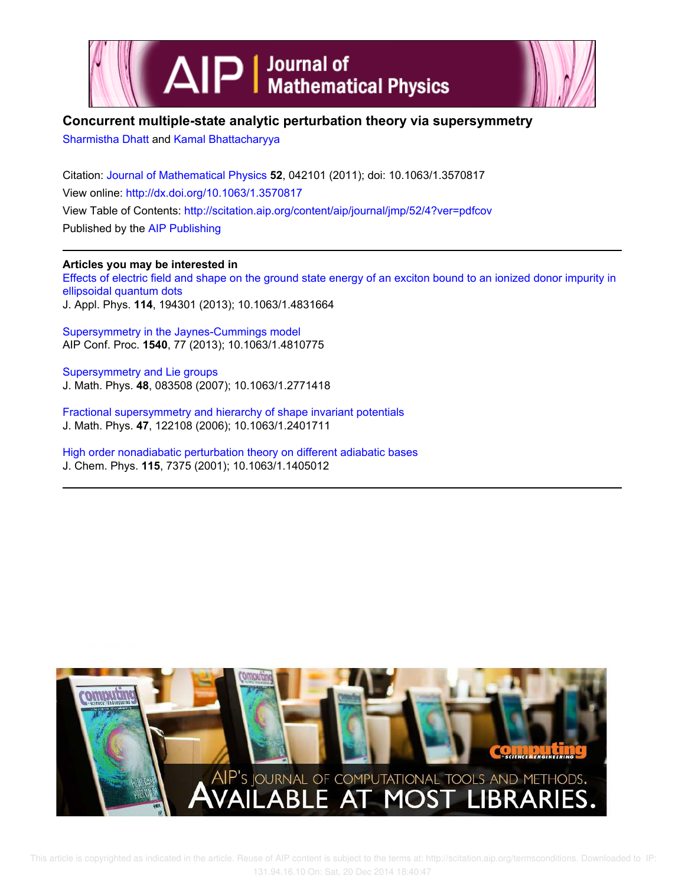# Concurrent multiple-state analytic perturbation theory via supersymmetry

Sharmistha Dhatt and Kamal Bhattacharyya

Citation: Journal of Mathematical Physics **52**, 042101 (2011); doi: 10.1063/1.3570817

View online: http://dx.doi.org/10.1063/1.3570817

View Table of Contents: http://scitation.aip.org/content/aip/journal/jmp/52/4?ver=pdfcov

Published by the AIP Publishing

**Articles you may be interested in**

Effects of electric field and shape on the ground state energy of an exciton bound to an ionized donor impurity in ellipsoidal quantum dots
J. Appl. Phys. **114**, 194301 (2013); 10.1063/1.4831664

Supersymmetry in the Jaynes-Cummings model
AIP Conf. Proc. **1540**, 77 (2013); 10.1063/1.4810775

Supersymmetry and Lie groups
J. Math. Phys. **48**, 083508 (2007); 10.1063/1.2771418

Fractional supersymmetry and hierarchy of shape invariant potentials
J. Math. Phys. **47**, 122108 (2006); 10.1063/1.2401711

High order nonadiabatic perturbation theory on different adiabatic bases
J. Chem. Phys. **115**, 7375 (2001); 10.1063/1.1405012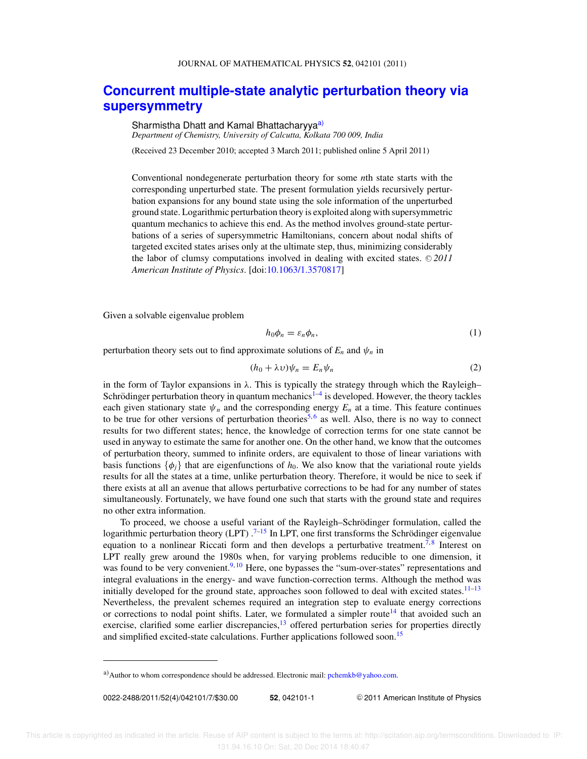# Concurrent multiple-state analytic perturbation theory via supersymmetry

Sharmistha Dhatt and Kamal Bhattacharyya[a)]

*Department of Chemistry, University of Calcutta, Kolkata 700 009, India*

(Received 23 December 2010; accepted 3 March 2011; published online 5 April 2011)

Conventional nondegenerate perturbation theory for some $n$th state starts with the corresponding unperturbed state. The present formulation yields recursively perturbation expansions for any bound state using the sole information of the unperturbed ground state. Logarithmic perturbation theory is exploited along with supersymmetric quantum mechanics to achieve this end. As the method involves ground-state perturbations of a series of supersymmetric Hamiltonians, concern about nodal shifts of targeted excited states arises only at the ultimate step, thus, minimizing considerably the labor of clumsy computations involved in dealing with excited states. © *2011 American Institute of Physics*. [doi:10.1063/1.3570817]

Given a solvable eigenvalue problem

$$h_0\phi_n = \varepsilon_n\phi_n, \tag{1}$$

perturbation theory sets out to find approximate solutions of $E_n$ and $\psi_n$ in

$$(h_0 + \lambda \upsilon)\psi_n = E_n\psi_n \tag{2}$$

in the form of Taylor expansions in $\lambda$. This is typically the strategy through which the Rayleigh–Schrödinger perturbation theory in quantum mechanics[1–4] is developed. However, the theory tackles each given stationary state $\psi_n$ and the corresponding energy $E_n$ at a time. This feature continues to be true for other versions of perturbation theories[5,6] as well. Also, there is no way to connect results for two different states; hence, the knowledge of correction terms for one state cannot be used in anyway to estimate the same for another one. On the other hand, we know that the outcomes of perturbation theory, summed to infinite orders, are equivalent to those of linear variations with basis functions $\{\phi_j\}$ that are eigenfunctions of $h_0$. We also know that the variational route yields results for all the states at a time, unlike perturbation theory. Therefore, it would be nice to seek if there exists at all an avenue that allows perturbative corrections to be had for any number of states simultaneously. Fortunately, we have found one such that starts with the ground state and requires no other extra information.

To proceed, we choose a useful variant of the Rayleigh–Schrödinger formulation, called the logarithmic perturbation theory (LPT) .[7–15] In LPT, one first transforms the Schrödinger eigenvalue equation to a nonlinear Riccati form and then develops a perturbative treatment.[7,8] Interest on LPT really grew around the 1980s when, for varying problems reducible to one dimension, it was found to be very convenient.[9,10] Here, one bypasses the "sum-over-states" representations and integral evaluations in the energy- and wave function-correction terms. Although the method was initially developed for the ground state, approaches soon followed to deal with excited states.[11–13] Nevertheless, the prevalent schemes required an integration step to evaluate energy corrections or corrections to nodal point shifts. Later, we formulated a simpler route[14] that avoided such an exercise, clarified some earlier discrepancies,[13] offered perturbation series for properties directly and simplified excited-state calculations. Further applications followed soon.[15]

---

[a)]Author to whom correspondence should be addressed. Electronic mail: pchemkb@yahoo.com.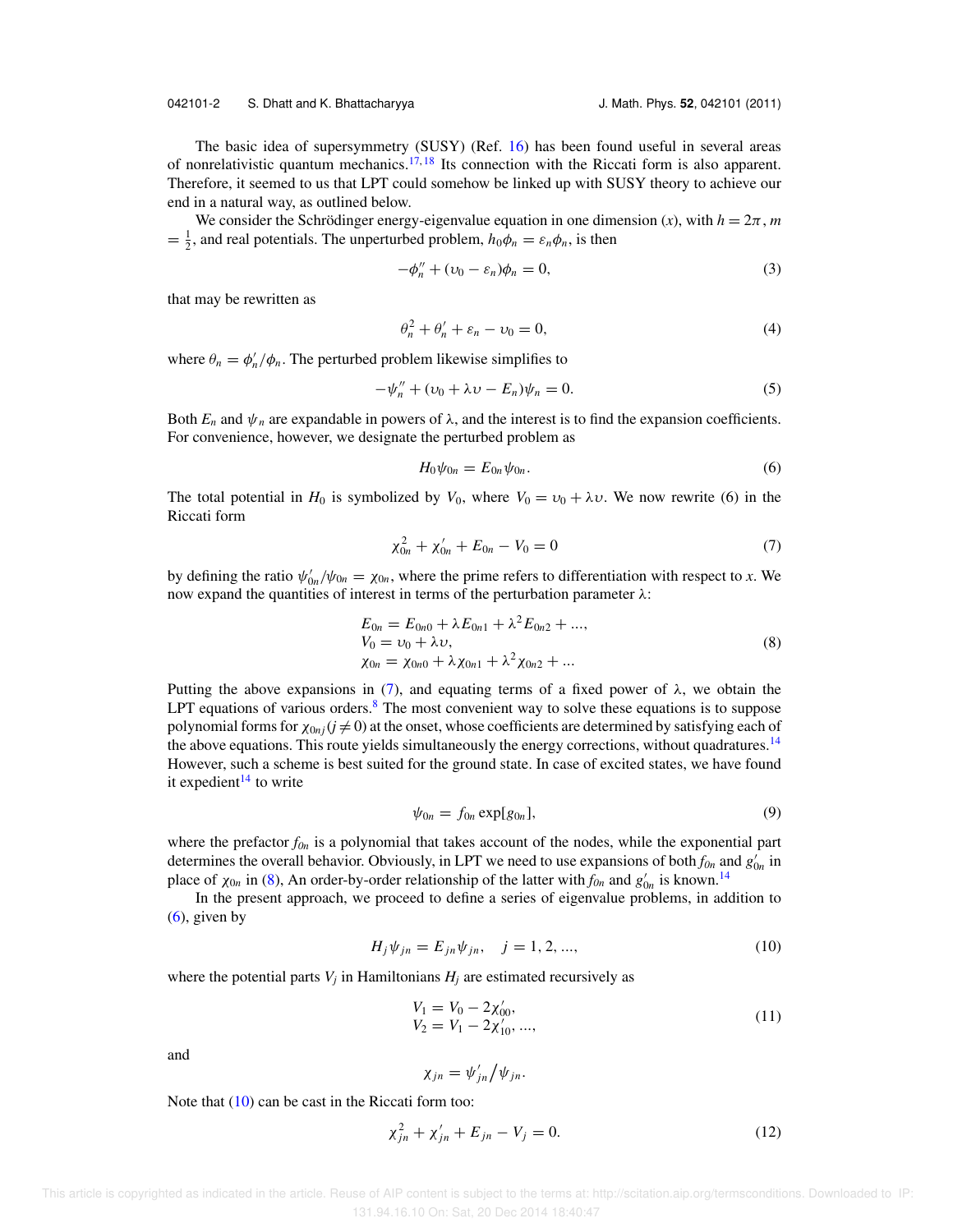The basic idea of supersymmetry (SUSY) (Ref. [16]) has been found useful in several areas of nonrelativistic quantum mechanics.[17,18] Its connection with the Riccati form is also apparent. Therefore, it seemed to us that LPT could somehow be linked up with SUSY theory to achieve our end in a natural way, as outlined below.

We consider the Schrödinger energy-eigenvalue equation in one dimension ($x$), with $h = 2\pi$, $m = \frac{1}{2}$, and real potentials. The unperturbed problem, $h_0\phi_n = \varepsilon_n\phi_n$, is then

$$-\phi_n'' + (\upsilon_0 - \varepsilon_n)\phi_n = 0, \tag{3}$$

that may be rewritten as

$$\theta_n^2 + \theta_n' + \varepsilon_n - \upsilon_0 = 0, \tag{4}$$

where $\theta_n = \phi_n'/\phi_n$. The perturbed problem likewise simplifies to

$$-\psi_n'' + (\upsilon_0 + \lambda\upsilon - E_n)\psi_n = 0. \tag{5}$$

Both $E_n$ and $\psi_n$ are expandable in powers of $\lambda$, and the interest is to find the expansion coefficients. For convenience, however, we designate the perturbed problem as

$$H_0\psi_{0n} = E_{0n}\psi_{0n}. \tag{6}$$

The total potential in $H_0$ is symbolized by $V_0$, where $V_0 = \upsilon_0 + \lambda\upsilon$. We now rewrite (6) in the Riccati form

$$\chi_{0n}^2 + \chi_{0n}' + E_{0n} - V_0 = 0 \tag{7}$$

by defining the ratio $\psi_{0n}'/\psi_{0n} = \chi_{0n}$, where the prime refers to differentiation with respect to $x$. We now expand the quantities of interest in terms of the perturbation parameter $\lambda$:

$$\begin{aligned} E_{0n} &= E_{0n0} + \lambda E_{0n1} + \lambda^2 E_{0n2} + ..., \\ V_0 &= \upsilon_0 + \lambda\upsilon, \\ \chi_{0n} &= \chi_{0n0} + \lambda\chi_{0n1} + \lambda^2\chi_{0n2} + ... \end{aligned} \tag{8}$$

Putting the above expansions in (7), and equating terms of a fixed power of $\lambda$, we obtain the LPT equations of various orders.[8] The most convenient way to solve these equations is to suppose polynomial forms for $\chi_{0nj}\,(j \neq 0)$ at the onset, whose coefficients are determined by satisfying each of the above equations. This route yields simultaneously the energy corrections, without quadratures.[14] However, such a scheme is best suited for the ground state. In case of excited states, we have found it expedient[14] to write

$$\psi_{0n} = f_{0n}\exp[g_{0n}], \tag{9}$$

where the prefactor $f_{0n}$ is a polynomial that takes account of the nodes, while the exponential part determines the overall behavior. Obviously, in LPT we need to use expansions of both $f_{0n}$ and $g_{0n}'$ in place of $\chi_{0n}$ in (8), An order-by-order relationship of the latter with $f_{0n}$ and $g_{0n}'$ is known.[14]

In the present approach, we proceed to define a series of eigenvalue problems, in addition to (6), given by

$$H_j\psi_{jn} = E_{jn}\psi_{jn}, \quad j = 1, 2, ..., \tag{10}$$

where the potential parts $V_j$ in Hamiltonians $H_j$ are estimated recursively as

$$\begin{aligned} V_1 &= V_0 - 2\chi_{00}', \\ V_2 &= V_1 - 2\chi_{10}', ..., \end{aligned} \tag{11}$$

and

$$\chi_{jn} = \psi_{jn}'\big/\psi_{jn}.$$

Note that (10) can be cast in the Riccati form too:

$$\chi_{jn}^2 + \chi_{jn}' + E_{jn} - V_j = 0. \tag{12}$$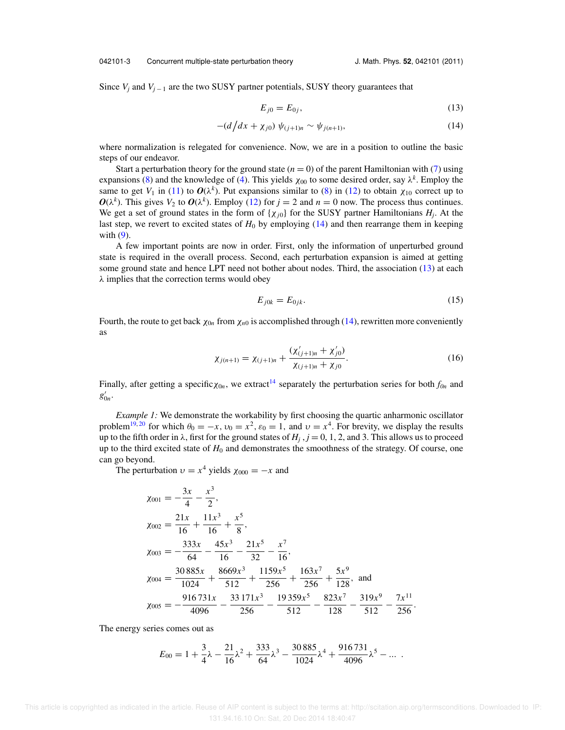Since $V_j$ and $V_{j-1}$ are the two SUSY partner potentials, SUSY theory guarantees that

$$E_{j0} = E_{0j}, \tag{13}$$

$$-(d/dx + \chi_{j0})\,\psi_{(j+1)n} \sim \psi_{j(n+1)}, \tag{14}$$

where normalization is relegated for convenience. Now, we are in a position to outline the basic steps of our endeavor.

Start a perturbation theory for the ground state ($n = 0$) of the parent Hamiltonian with (7) using expansions (8) and the knowledge of (4). This yields $\chi_{00}$ to some desired order, say $\lambda^k$. Employ the same to get $V_1$ in (11) to $\boldsymbol{O}(\lambda^k)$. Put expansions similar to (8) in (12) to obtain $\chi_{10}$ correct up to $\boldsymbol{O}(\lambda^k)$. This gives $V_2$ to $\boldsymbol{O}(\lambda^k)$. Employ (12) for $j = 2$ and $n = 0$ now. The process thus continues. We get a set of ground states in the form of $\{\chi_{j0}\}$ for the SUSY partner Hamiltonians $H_j$. At the last step, we revert to excited states of $H_0$ by employing (14) and then rearrange them in keeping with (9).

A few important points are now in order. First, only the information of unperturbed ground state is required in the overall process. Second, each perturbation expansion is aimed at getting some ground state and hence LPT need not bother about nodes. Third, the association (13) at each $\lambda$ implies that the correction terms would obey

$$E_{j0k} = E_{0jk}. \tag{15}$$

Fourth, the route to get back $\chi_{0n}$ from $\chi_{n0}$ is accomplished through (14), rewritten more conveniently as

$$\chi_{j(n+1)} = \chi_{(j+1)n} + \frac{(\chi'_{(j+1)n} + \chi'_{j0})}{\chi_{(j+1)n} + \chi_{j0}}. \tag{16}$$

Finally, after getting a specific $\chi_{0n}$, we extract[14] separately the perturbation series for both $f_{0n}$ and $g'_{0n}$.

*Example 1:* We demonstrate the workability by first choosing the quartic anharmonic oscillator problem[19,20] for which $\theta_0 = -x$, $\upsilon_0 = x^2$, $\varepsilon_0 = 1$, and $\upsilon = x^4$. For brevity, we display the results up to the fifth order in $\lambda$, first for the ground states of $H_j$, $j = 0, 1, 2$, and 3. This allows us to proceed up to the third excited state of $H_0$ and demonstrates the smoothness of the strategy. Of course, one can go beyond.

The perturbation $\upsilon = x^4$ yields $\chi_{000} = -x$ and

$$\chi_{001} = -\frac{3x}{4} - \frac{x^3}{2},$$

$$\chi_{002} = \frac{21x}{16} + \frac{11x^3}{16} + \frac{x^5}{8},$$

$$\chi_{003} = -\frac{333x}{64} - \frac{45x^3}{16} - \frac{21x^5}{32} - \frac{x^7}{16},$$

$$\chi_{004} = \frac{30\,885x}{1024} + \frac{8669x^3}{512} + \frac{1159x^5}{256} + \frac{163x^7}{256} + \frac{5x^9}{128}, \text{ and}$$

$$\chi_{005} = -\frac{916\,731x}{4096} - \frac{33\,171x^3}{256} - \frac{19\,359x^5}{512} - \frac{823x^7}{128} - \frac{319x^9}{512} - \frac{7x^{11}}{256}.$$

The energy series comes out as

$$E_{00} = 1 + \frac{3}{4}\lambda - \frac{21}{16}\lambda^2 + \frac{333}{64}\lambda^3 - \frac{30\,885}{1024}\lambda^4 + \frac{916\,731}{4096}\lambda^5 - \ldots\ .$$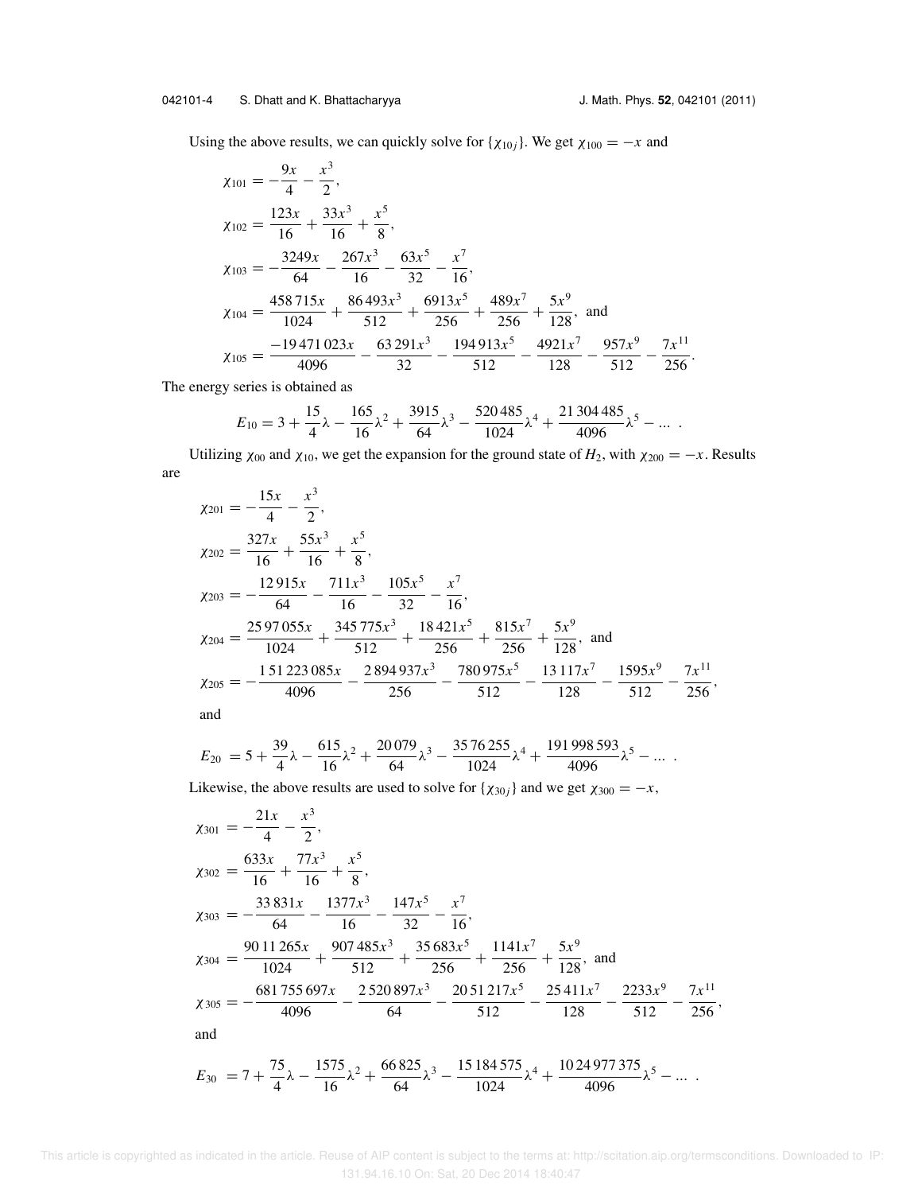Using the above results, we can quickly solve for $\{\chi_{10j}\}$. We get $\chi_{100} = -x$ and

$$\chi_{101} = -\frac{9x}{4} - \frac{x^3}{2},$$

$$\chi_{102} = \frac{123x}{16} + \frac{33x^3}{16} + \frac{x^5}{8},$$

$$\chi_{103} = -\frac{3249x}{64} - \frac{267x^3}{16} - \frac{63x^5}{32} - \frac{x^7}{16},$$

$$\chi_{104} = \frac{458\,715x}{1024} + \frac{86\,493x^3}{512} + \frac{6913x^5}{256} + \frac{489x^7}{256} + \frac{5x^9}{128}, \text{ and}$$

$$\chi_{105} = \frac{-19\,471\,023x}{4096} - \frac{63\,291x^3}{32} - \frac{194\,913x^5}{512} - \frac{4921x^7}{128} - \frac{957x^9}{512} - \frac{7x^{11}}{256}.$$

The energy series is obtained as

$$E_{10} = 3 + \frac{15}{4}\lambda - \frac{165}{16}\lambda^2 + \frac{3915}{64}\lambda^3 - \frac{520\,485}{1024}\lambda^4 + \frac{21\,304\,485}{4096}\lambda^5 - \ldots \;.$$

Utilizing $\chi_{00}$ and $\chi_{10}$, we get the expansion for the ground state of $H_2$, with $\chi_{200} = -x$. Results are

$$\chi_{201} = -\frac{15x}{4} - \frac{x^3}{2},$$

$$\chi_{202} = \frac{327x}{16} + \frac{55x^3}{16} + \frac{x^5}{8},$$

$$\chi_{203} = -\frac{12\,915x}{64} - \frac{711x^3}{16} - \frac{105x^5}{32} - \frac{x^7}{16},$$

$$\chi_{204} = \frac{25\,97\,055x}{1024} + \frac{345\,775x^3}{512} + \frac{18\,421x^5}{256} + \frac{815x^7}{256} + \frac{5x^9}{128}, \text{ and}$$

$$\chi_{205} = -\frac{1\,51\,223\,085x}{4096} - \frac{2\,894\,937x^3}{256} - \frac{780\,975x^5}{512} - \frac{13\,117x^7}{128} - \frac{1595x^9}{512} - \frac{7x^{11}}{256},$$

and

$$E_{20} = 5 + \frac{39}{4}\lambda - \frac{615}{16}\lambda^2 + \frac{20\,079}{64}\lambda^3 - \frac{35\,76\,255}{1024}\lambda^4 + \frac{191\,998\,593}{4096}\lambda^5 - \ldots \;.$$

Likewise, the above results are used to solve for $\{\chi_{30j}\}$ and we get $\chi_{300} = -x$,

$$\chi_{301} = -\frac{21x}{4} - \frac{x^3}{2},$$

$$\chi_{302} = \frac{633x}{16} + \frac{77x^3}{16} + \frac{x^5}{8},$$

$$\chi_{303} = -\frac{33\,831x}{64} - \frac{1377x^3}{16} - \frac{147x^5}{32} - \frac{x^7}{16},$$

$$\chi_{304} = \frac{90\,11\,265x}{1024} + \frac{907\,485x^3}{512} + \frac{35\,683x^5}{256} + \frac{1141x^7}{256} + \frac{5x^9}{128}, \text{ and}$$

$$\chi_{305} = -\frac{681\,755\,697x}{4096} - \frac{2\,520\,897x^3}{64} - \frac{20\,51\,217x^5}{512} - \frac{25\,411x^7}{128} - \frac{2233x^9}{512} - \frac{7x^{11}}{256},$$

and

$$E_{30} = 7 + \frac{75}{4}\lambda - \frac{1575}{16}\lambda^2 + \frac{66\,825}{64}\lambda^3 - \frac{15\,184\,575}{1024}\lambda^4 + \frac{10\,24\,977\,375}{4096}\lambda^5 - \ldots \;.$$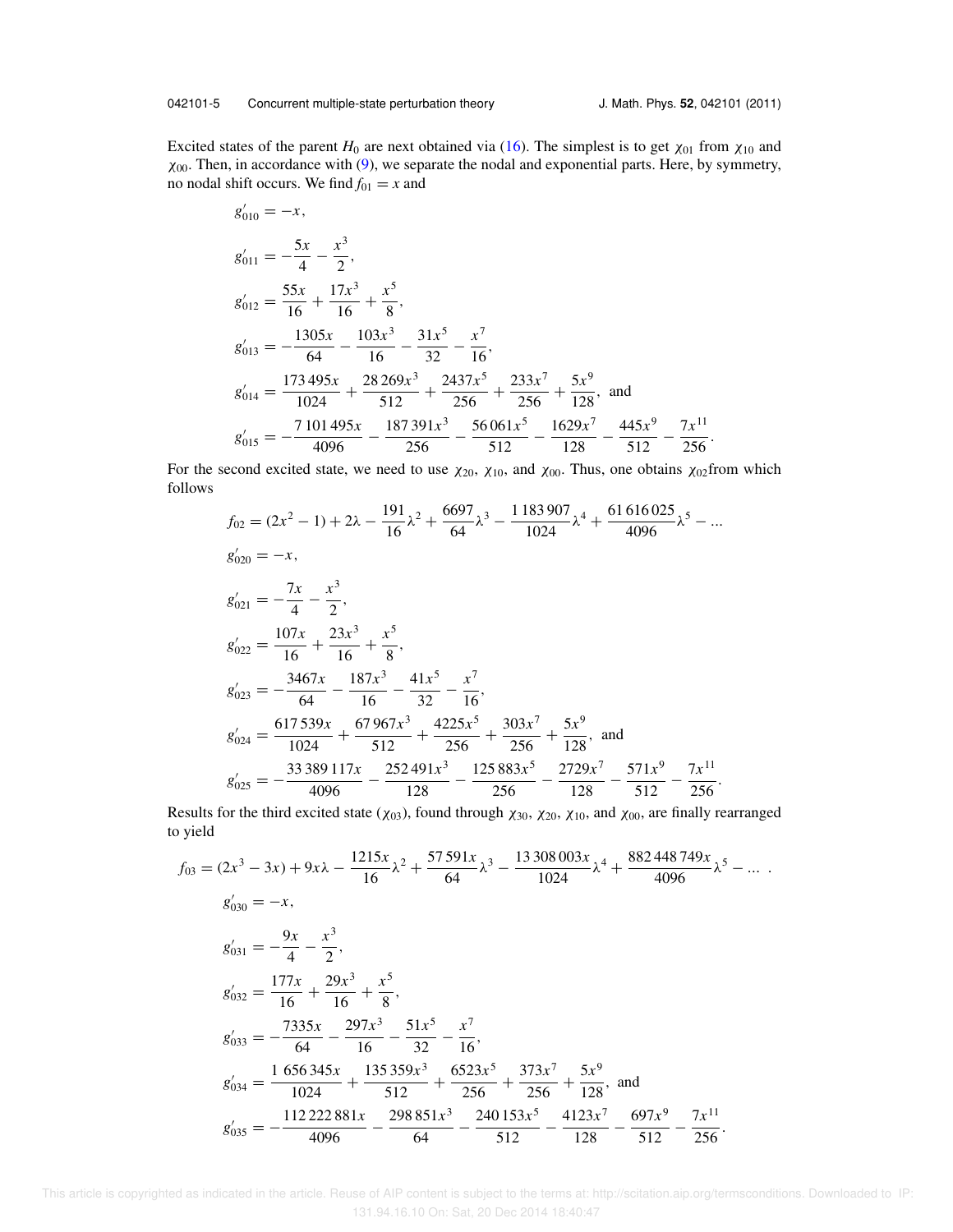Excited states of the parent $H_0$ are next obtained via (16). The simplest is to get $\chi_{01}$ from $\chi_{10}$ and $\chi_{00}$. Then, in accordance with (9), we separate the nodal and exponential parts. Here, by symmetry, no nodal shift occurs. We find $f_{01} = x$ and

$$g'_{010} = -x,$$

$$g'_{011} = -\frac{5x}{4} - \frac{x^3}{2},$$

$$g'_{012} = \frac{55x}{16} + \frac{17x^3}{16} + \frac{x^5}{8},$$

$$g'_{013} = -\frac{1305x}{64} - \frac{103x^3}{16} - \frac{31x^5}{32} - \frac{x^7}{16},$$

$$g'_{014} = \frac{173\,495x}{1024} + \frac{28\,269x^3}{512} + \frac{2437x^5}{256} + \frac{233x^7}{256} + \frac{5x^9}{128}, \text{ and}$$

$$g'_{015} = -\frac{7\,101\,495x}{4096} - \frac{187\,391x^3}{256} - \frac{56\,061x^5}{512} - \frac{1629x^7}{128} - \frac{445x^9}{512} - \frac{7x^{11}}{256}.$$

For the second excited state, we need to use $\chi_{20}$, $\chi_{10}$, and $\chi_{00}$. Thus, one obtains $\chi_{02}$from which follows

$$f_{02} = (2x^2 - 1) + 2\lambda - \frac{191}{16}\lambda^2 + \frac{6697}{64}\lambda^3 - \frac{1\,183\,907}{1024}\lambda^4 + \frac{61\,616\,025}{4096}\lambda^5 - \ldots$$

$$g'_{020} = -x,$$

$$g'_{021} = -\frac{7x}{4} - \frac{x^3}{2},$$

$$g'_{022} = \frac{107x}{16} + \frac{23x^3}{16} + \frac{x^5}{8},$$

$$g'_{023} = -\frac{3467x}{64} - \frac{187x^3}{16} - \frac{41x^5}{32} - \frac{x^7}{16},$$

$$g'_{024} = \frac{617\,539x}{1024} + \frac{67\,967x^3}{512} + \frac{4225x^5}{256} + \frac{303x^7}{256} + \frac{5x^9}{128}, \text{ and}$$

$$g'_{025} = -\frac{33\,389\,117x}{4096} - \frac{252\,491x^3}{128} - \frac{125\,883x^5}{256} - \frac{2729x^7}{128} - \frac{571x^9}{512} - \frac{7x^{11}}{256}.$$

Results for the third excited state ($\chi_{03}$), found through $\chi_{30}$, $\chi_{20}$, $\chi_{10}$, and $\chi_{00}$, are finally rearranged to yield

$$f_{03} = (2x^3 - 3x) + 9x\lambda - \frac{1215x}{16}\lambda^2 + \frac{57\,591x}{64}\lambda^3 - \frac{13\,308\,003x}{1024}\lambda^4 + \frac{882\,448\,749x}{4096}\lambda^5 - \ldots\ .$$

$$g'_{030} = -x,$$

$$g'_{031} = -\frac{9x}{4} - \frac{x^3}{2},$$

$$g'_{032} = \frac{177x}{16} + \frac{29x^3}{16} + \frac{x^5}{8},$$

$$g'_{033} = -\frac{7335x}{64} - \frac{297x^3}{16} - \frac{51x^5}{32} - \frac{x^7}{16},$$

$$g'_{034} = \frac{1\,656\,345x}{1024} + \frac{135\,359x^3}{512} + \frac{6523x^5}{256} + \frac{373x^7}{256} + \frac{5x^9}{128}, \text{ and}$$

$$g'_{035} = -\frac{112\,222\,881x}{4096} - \frac{298\,851x^3}{64} - \frac{240\,153x^5}{512} - \frac{4123x^7}{128} - \frac{697x^9}{512} - \frac{7x^{11}}{256}.$$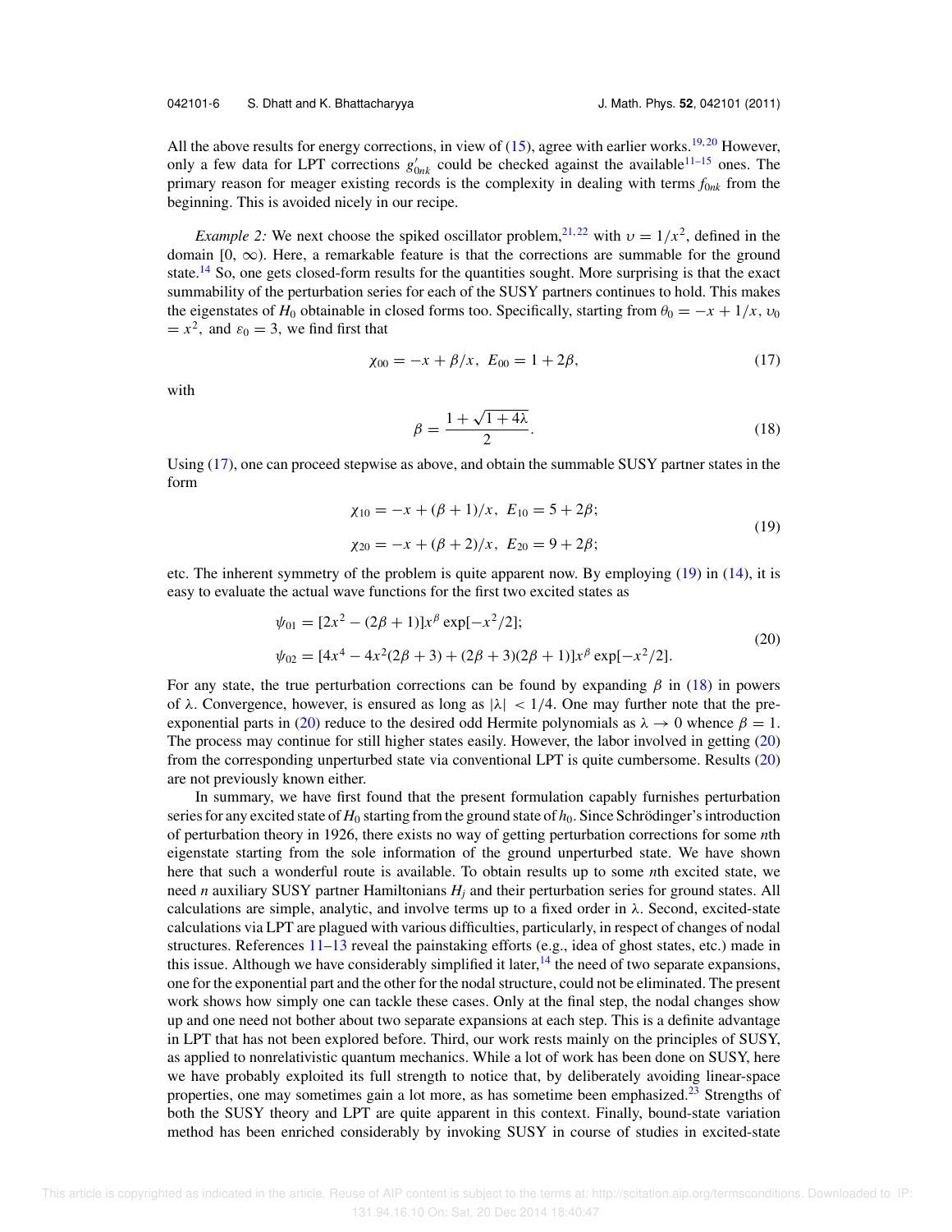All the above results for energy corrections, in view of (15), agree with earlier works.[19,20] However, only a few data for LPT corrections $g'_{0nk}$ could be checked against the available[11–15] ones. The primary reason for meager existing records is the complexity in dealing with terms $f_{0nk}$ from the beginning. This is avoided nicely in our recipe.

*Example 2:* We next choose the spiked oscillator problem,[21,22] with $\upsilon = 1/x^2$, defined in the domain $[0, \infty)$. Here, a remarkable feature is that the corrections are summable for the ground state.[14] So, one gets closed-form results for the quantities sought. More surprising is that the exact summability of the perturbation series for each of the SUSY partners continues to hold. This makes the eigenstates of $H_0$ obtainable in closed forms too. Specifically, starting from $\theta_0 = -x + 1/x$, $\upsilon_0 = x^2$, and $\varepsilon_0 = 3$, we find first that

$$\chi_{00} = -x + \beta/x, \;\; E_{00} = 1 + 2\beta, \tag{17}$$

with

$$\beta = \frac{1 + \sqrt{1 + 4\lambda}}{2}. \tag{18}$$

Using (17), one can proceed stepwise as above, and obtain the summable SUSY partner states in the form

$$\begin{aligned} \chi_{10} &= -x + (\beta + 1)/x, \;\; E_{10} = 5 + 2\beta; \\ \chi_{20} &= -x + (\beta + 2)/x, \;\; E_{20} = 9 + 2\beta; \end{aligned} \tag{19}$$

etc. The inherent symmetry of the problem is quite apparent now. By employing (19) in (14), it is easy to evaluate the actual wave functions for the first two excited states as

$$\begin{aligned} \psi_{01} &= [2x^2 - (2\beta + 1)]x^{\beta} \exp[-x^2/2]; \\ \psi_{02} &= [4x^4 - 4x^2(2\beta + 3) + (2\beta + 3)(2\beta + 1)]x^{\beta} \exp[-x^2/2]. \end{aligned} \tag{20}$$

For any state, the true perturbation corrections can be found by expanding $\beta$ in (18) in powers of $\lambda$. Convergence, however, is ensured as long as $|\lambda| < 1/4$. One may further note that the pre-exponential parts in (20) reduce to the desired odd Hermite polynomials as $\lambda \to 0$ whence $\beta = 1$. The process may continue for still higher states easily. However, the labor involved in getting (20) from the corresponding unperturbed state via conventional LPT is quite cumbersome. Results (20) are not previously known either.

In summary, we have first found that the present formulation capably furnishes perturbation series for any excited state of $H_0$ starting from the ground state of $h_0$. Since Schrödinger's introduction of perturbation theory in 1926, there exists no way of getting perturbation corrections for some $n$th eigenstate starting from the sole information of the ground unperturbed state. We have shown here that such a wonderful route is available. To obtain results up to some $n$th excited state, we need $n$ auxiliary SUSY partner Hamiltonians $H_j$ and their perturbation series for ground states. All calculations are simple, analytic, and involve terms up to a fixed order in $\lambda$. Second, excited-state calculations via LPT are plagued with various difficulties, particularly, in respect of changes of nodal structures. References 11–13 reveal the painstaking efforts (e.g., idea of ghost states, etc.) made in this issue. Although we have considerably simplified it later,[14] the need of two separate expansions, one for the exponential part and the other for the nodal structure, could not be eliminated. The present work shows how simply one can tackle these cases. Only at the final step, the nodal changes show up and one need not bother about two separate expansions at each step. This is a definite advantage in LPT that has not been explored before. Third, our work rests mainly on the principles of SUSY, as applied to nonrelativistic quantum mechanics. While a lot of work has been done on SUSY, here we have probably exploited its full strength to notice that, by deliberately avoiding linear-space properties, one may sometimes gain a lot more, as has sometime been emphasized.[23] Strengths of both the SUSY theory and LPT are quite apparent in this context. Finally, bound-state variation method has been enriched considerably by invoking SUSY in course of studies in excited-state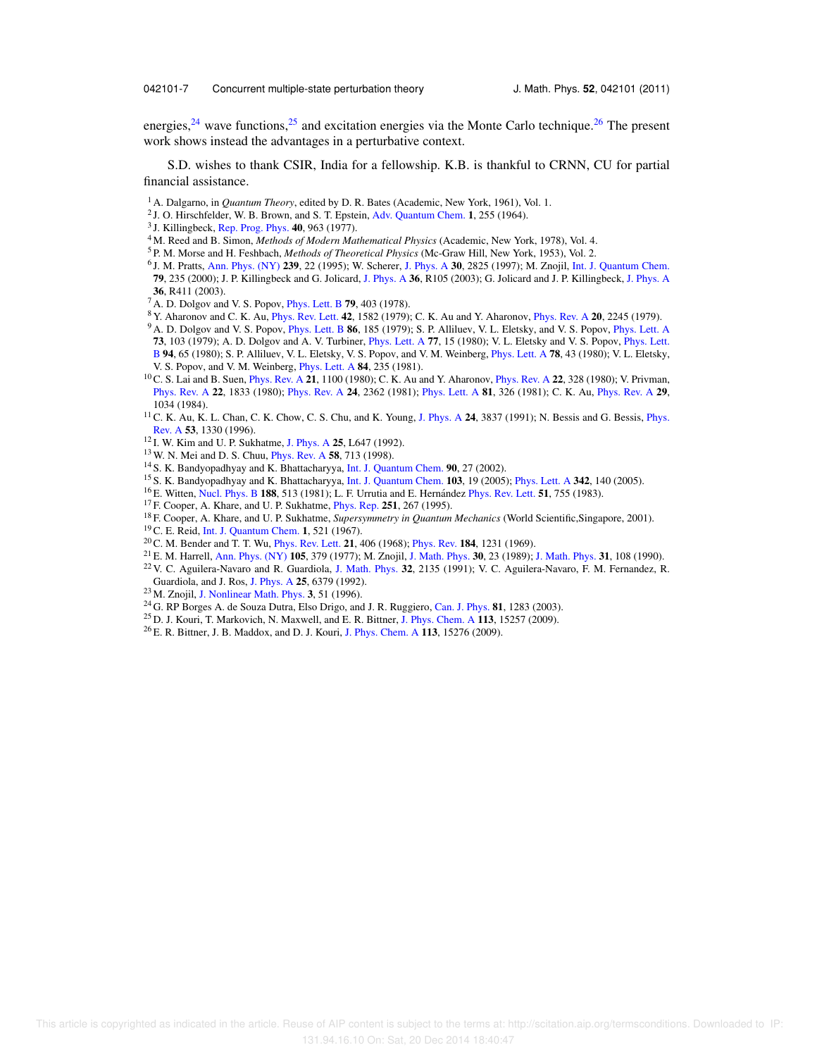energies,[24] wave functions,[25] and excitation energies via the Monte Carlo technique.[26] The present work shows instead the advantages in a perturbative context.

S.D. wishes to thank CSIR, India for a fellowship. K.B. is thankful to CRNN, CU for partial financial assistance.

[1] A. Dalgarno, in *Quantum Theory*, edited by D. R. Bates (Academic, New York, 1961), Vol. 1.
[2] J. O. Hirschfelder, W. B. Brown, and S. T. Epstein, Adv. Quantum Chem. **1**, 255 (1964).
[3] J. Killingbeck, Rep. Prog. Phys. **40**, 963 (1977).
[4] M. Reed and B. Simon, *Methods of Modern Mathematical Physics* (Academic, New York, 1978), Vol. 4.
[5] P. M. Morse and H. Feshbach, *Methods of Theoretical Physics* (Mc-Graw Hill, New York, 1953), Vol. 2.
[6] J. M. Pratts, Ann. Phys. (NY) **239**, 22 (1995); W. Scherer, J. Phys. A **30**, 2825 (1997); M. Znojil, Int. J. Quantum Chem. **79**, 235 (2000); J. P. Killingbeck and G. Jolicard, J. Phys. A **36**, R105 (2003); G. Jolicard and J. P. Killingbeck, J. Phys. A **36**, R411 (2003).
[7] A. D. Dolgov and V. S. Popov, Phys. Lett. B **79**, 403 (1978).
[8] Y. Aharonov and C. K. Au, Phys. Rev. Lett. **42**, 1582 (1979); C. K. Au and Y. Aharonov, Phys. Rev. A **20**, 2245 (1979).
[9] A. D. Dolgov and V. S. Popov, Phys. Lett. B **86**, 185 (1979); S. P. Alliluev, V. L. Eletsky, and V. S. Popov, Phys. Lett. A **73**, 103 (1979); A. D. Dolgov and A. V. Turbiner, Phys. Lett. A **77**, 15 (1980); V. L. Eletsky and V. S. Popov, Phys. Lett. B **94**, 65 (1980); S. P. Alliluev, V. L. Eletsky, V. S. Popov, and V. M. Weinberg, Phys. Lett. A **78**, 43 (1980); V. L. Eletsky, V. S. Popov, and V. M. Weinberg, Phys. Lett. A **84**, 235 (1981).
[10] C. S. Lai and B. Suen, Phys. Rev. A **21**, 1100 (1980); C. K. Au and Y. Aharonov, Phys. Rev. A **22**, 328 (1980); V. Privman, Phys. Rev. A **22**, 1833 (1980); Phys. Rev. A **24**, 2362 (1981); Phys. Lett. A **81**, 326 (1981); C. K. Au, Phys. Rev. A **29**, 1034 (1984).
[11] C. K. Au, K. L. Chan, C. K. Chow, C. S. Chu, and K. Young, J. Phys. A **24**, 3837 (1991); N. Bessis and G. Bessis, Phys. Rev. A **53**, 1330 (1996).
[12] I. W. Kim and U. P. Sukhatme, J. Phys. A **25**, L647 (1992).
[13] W. N. Mei and D. S. Chuu, Phys. Rev. A **58**, 713 (1998).
[14] S. K. Bandyopadhyay and K. Bhattacharyya, Int. J. Quantum Chem. **90**, 27 (2002).
[15] S. K. Bandyopadhyay and K. Bhattacharyya, Int. J. Quantum Chem. **103**, 19 (2005); Phys. Lett. A **342**, 140 (2005).
[16] E. Witten, Nucl. Phys. B **188**, 513 (1981); L. F. Urrutia and E. Hernández Phys. Rev. Lett. **51**, 755 (1983).
[17] F. Cooper, A. Khare, and U. P. Sukhatme, Phys. Rep. **251**, 267 (1995).
[18] F. Cooper, A. Khare, and U. P. Sukhatme, *Supersymmetry in Quantum Mechanics* (World Scientific,Singapore, 2001).
[19] C. E. Reid, Int. J. Quantum Chem. **1**, 521 (1967).
[20] C. M. Bender and T. T. Wu, Phys. Rev. Lett. **21**, 406 (1968); Phys. Rev. **184**, 1231 (1969).
[21] E. M. Harrell, Ann. Phys. (NY) **105**, 379 (1977); M. Znojil, J. Math. Phys. **30**, 23 (1989); J. Math. Phys. **31**, 108 (1990).
[22] V. C. Aguilera-Navaro and R. Guardiola, J. Math. Phys. **32**, 2135 (1991); V. C. Aguilera-Navaro, F. M. Fernandez, R. Guardiola, and J. Ros, J. Phys. A **25**, 6379 (1992).
[23] M. Znojil, J. Nonlinear Math. Phys. **3**, 51 (1996).
[24] G. RP Borges A. de Souza Dutra, Elso Drigo, and J. R. Ruggiero, Can. J. Phys. **81**, 1283 (2003).
[25] D. J. Kouri, T. Markovich, N. Maxwell, and E. R. Bittner, J. Phys. Chem. A **113**, 15257 (2009).
[26] E. R. Bittner, J. B. Maddox, and D. J. Kouri, J. Phys. Chem. A **113**, 15276 (2009).